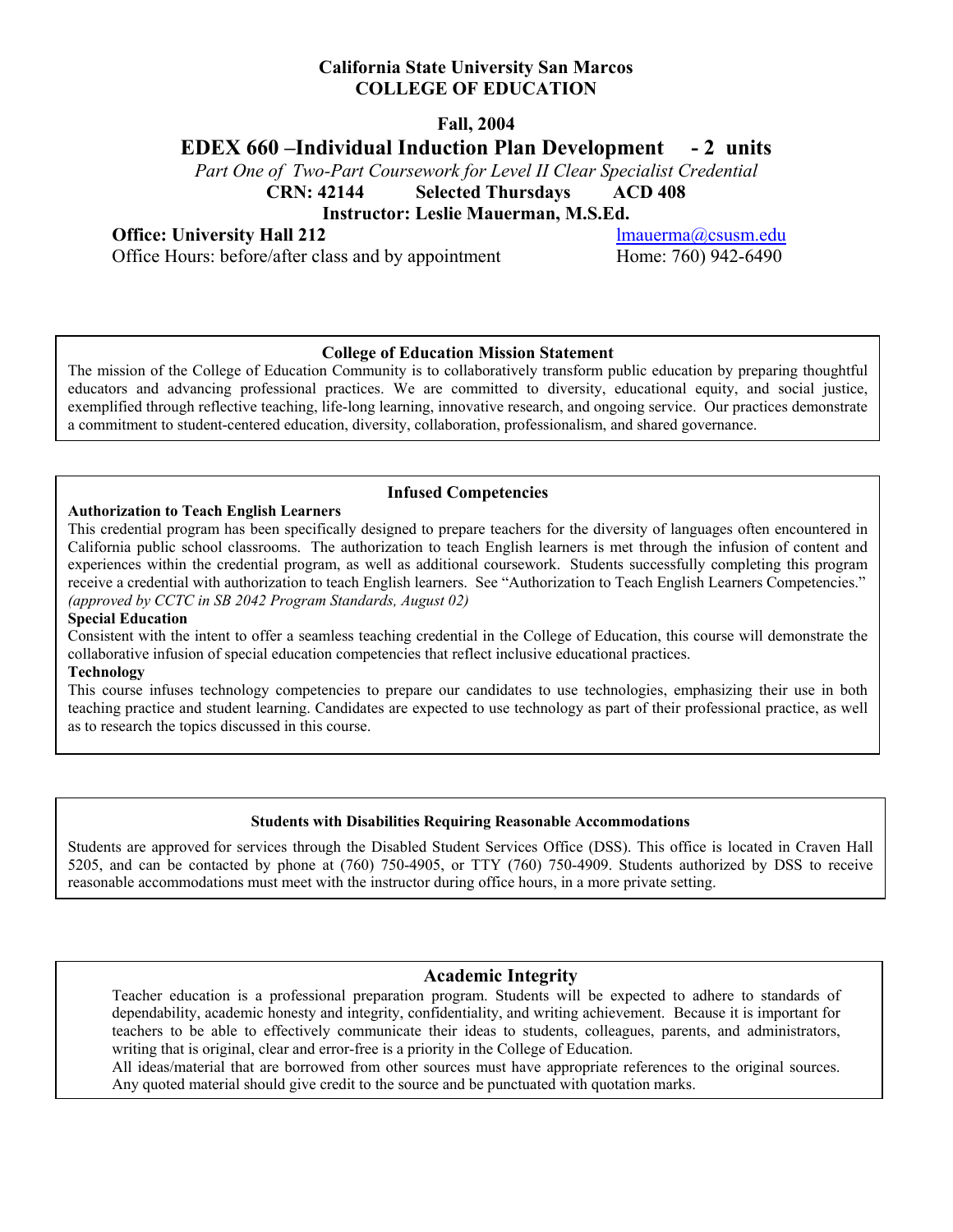**California State University San Marcos**
**COLLEGE OF EDUCATION**

**Fall, 2004**

# EDEX 660 –Individual Induction Plan Development - 2 units

*Part One of Two-Part Coursework for Level II Clear Specialist Credential*

**CRN: 42144 Selected Thursdays ACD 408**

**Instructor: Leslie Mauerman, M.S.Ed.**

**Office: University Hall 212** lmauerma@csusm.edu
Office Hours: before/after class and by appointment Home: 760) 942-6490

### College of Education Mission Statement

The mission of the College of Education Community is to collaboratively transform public education by preparing thoughtful educators and advancing professional practices. We are committed to diversity, educational equity, and social justice, exemplified through reflective teaching, life-long learning, innovative research, and ongoing service. Our practices demonstrate a commitment to student-centered education, diversity, collaboration, professionalism, and shared governance.

### Infused Competencies

**Authorization to Teach English Learners**
This credential program has been specifically designed to prepare teachers for the diversity of languages often encountered in California public school classrooms. The authorization to teach English learners is met through the infusion of content and experiences within the credential program, as well as additional coursework. Students successfully completing this program receive a credential with authorization to teach English learners. See "Authorization to Teach English Learners Competencies." *(approved by CCTC in SB 2042 Program Standards, August 02)*

**Special Education**
Consistent with the intent to offer a seamless teaching credential in the College of Education, this course will demonstrate the collaborative infusion of special education competencies that reflect inclusive educational practices.

**Technology**
This course infuses technology competencies to prepare our candidates to use technologies, emphasizing their use in both teaching practice and student learning. Candidates are expected to use technology as part of their professional practice, as well as to research the topics discussed in this course.

### Students with Disabilities Requiring Reasonable Accommodations

Students are approved for services through the Disabled Student Services Office (DSS). This office is located in Craven Hall 5205, and can be contacted by phone at (760) 750-4905, or TTY (760) 750-4909. Students authorized by DSS to receive reasonable accommodations must meet with the instructor during office hours, in a more private setting.

### Academic Integrity

Teacher education is a professional preparation program. Students will be expected to adhere to standards of dependability, academic honesty and integrity, confidentiality, and writing achievement. Because it is important for teachers to be able to effectively communicate their ideas to students, colleagues, parents, and administrators, writing that is original, clear and error-free is a priority in the College of Education.
All ideas/material that are borrowed from other sources must have appropriate references to the original sources. Any quoted material should give credit to the source and be punctuated with quotation marks.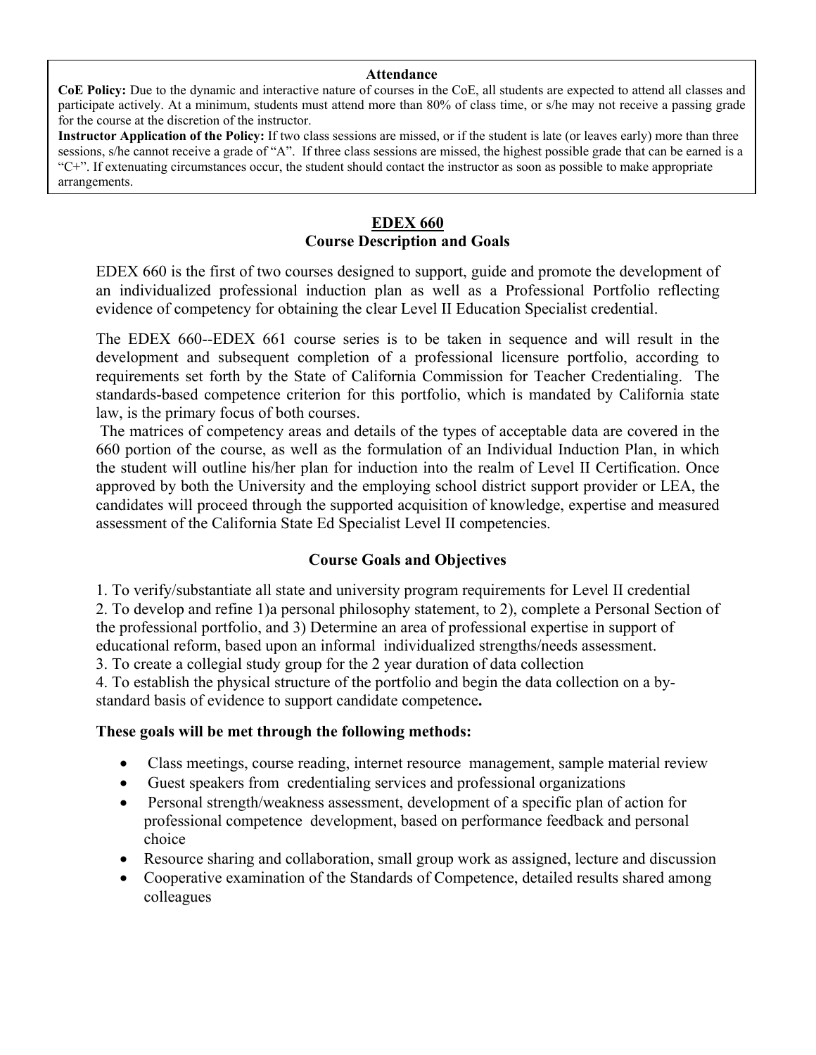**Attendance**

**CoE Policy:** Due to the dynamic and interactive nature of courses in the CoE, all students are expected to attend all classes and participate actively. At a minimum, students must attend more than 80% of class time, or s/he may not receive a passing grade for the course at the discretion of the instructor.

**Instructor Application of the Policy:** If two class sessions are missed, or if the student is late (or leaves early) more than three sessions, s/he cannot receive a grade of "A". If three class sessions are missed, the highest possible grade that can be earned is a "C+". If extenuating circumstances occur, the student should contact the instructor as soon as possible to make appropriate arrangements.

## EDEX 660

## Course Description and Goals

EDEX 660 is the first of two courses designed to support, guide and promote the development of an individualized professional induction plan as well as a Professional Portfolio reflecting evidence of competency for obtaining the clear Level II Education Specialist credential.

The EDEX 660--EDEX 661 course series is to be taken in sequence and will result in the development and subsequent completion of a professional licensure portfolio, according to requirements set forth by the State of California Commission for Teacher Credentialing. The standards-based competence criterion for this portfolio, which is mandated by California state law, is the primary focus of both courses.

The matrices of competency areas and details of the types of acceptable data are covered in the 660 portion of the course, as well as the formulation of an Individual Induction Plan, in which the student will outline his/her plan for induction into the realm of Level II Certification. Once approved by both the University and the employing school district support provider or LEA, the candidates will proceed through the supported acquisition of knowledge, expertise and measured assessment of the California State Ed Specialist Level II competencies.

### Course Goals and Objectives

1. To verify/substantiate all state and university program requirements for Level II credential
2. To develop and refine 1)a personal philosophy statement, to 2), complete a Personal Section of the professional portfolio, and 3) Determine an area of professional expertise in support of educational reform, based upon an informal individualized strengths/needs assessment.
3. To create a collegial study group for the 2 year duration of data collection
4. To establish the physical structure of the portfolio and begin the data collection on a by-standard basis of evidence to support candidate competence**.**

**These goals will be met through the following methods:**

- Class meetings, course reading, internet resource management, sample material review
- Guest speakers from credentialing services and professional organizations
- Personal strength/weakness assessment, development of a specific plan of action for professional competence development, based on performance feedback and personal choice
- Resource sharing and collaboration, small group work as assigned, lecture and discussion
- Cooperative examination of the Standards of Competence, detailed results shared among colleagues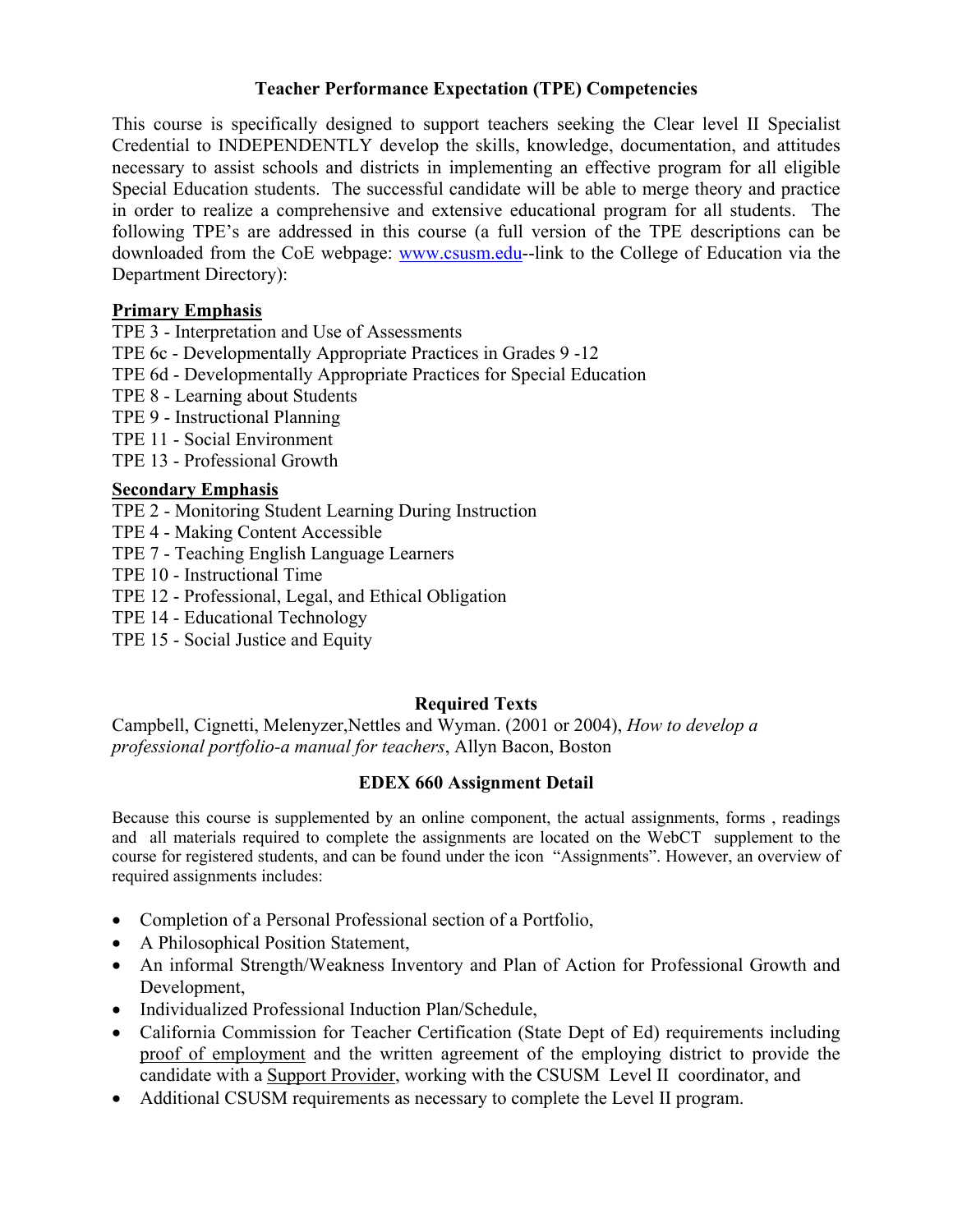## Teacher Performance Expectation (TPE) Competencies

This course is specifically designed to support teachers seeking the Clear level II Specialist Credential to INDEPENDENTLY develop the skills, knowledge, documentation, and attitudes necessary to assist schools and districts in implementing an effective program for all eligible Special Education students. The successful candidate will be able to merge theory and practice in order to realize a comprehensive and extensive educational program for all students. The following TPE's are addressed in this course (a full version of the TPE descriptions can be downloaded from the CoE webpage: www.csusm.edu--link to the College of Education via the Department Directory):

**Primary Emphasis**

TPE 3 - Interpretation and Use of Assessments
TPE 6c - Developmentally Appropriate Practices in Grades 9 -12
TPE 6d - Developmentally Appropriate Practices for Special Education
TPE 8 - Learning about Students
TPE 9 - Instructional Planning
TPE 11 - Social Environment
TPE 13 - Professional Growth

**Secondary Emphasis**

TPE 2 - Monitoring Student Learning During Instruction
TPE 4 - Making Content Accessible
TPE 7 - Teaching English Language Learners
TPE 10 - Instructional Time
TPE 12 - Professional, Legal, and Ethical Obligation
TPE 14 - Educational Technology
TPE 15 - Social Justice and Equity

## Required Texts

Campbell, Cignetti, Melenyzer,Nettles and Wyman. (2001 or 2004), *How to develop a professional portfolio-a manual for teachers*, Allyn Bacon, Boston

## EDEX 660 Assignment Detail

Because this course is supplemented by an online component, the actual assignments, forms , readings and all materials required to complete the assignments are located on the WebCT supplement to the course for registered students, and can be found under the icon "Assignments". However, an overview of required assignments includes:

- Completion of a Personal Professional section of a Portfolio,
- A Philosophical Position Statement,
- An informal Strength/Weakness Inventory and Plan of Action for Professional Growth and Development,
- Individualized Professional Induction Plan/Schedule,
- California Commission for Teacher Certification (State Dept of Ed) requirements including proof of employment and the written agreement of the employing district to provide the candidate with a Support Provider, working with the CSUSM Level II coordinator, and
- Additional CSUSM requirements as necessary to complete the Level II program.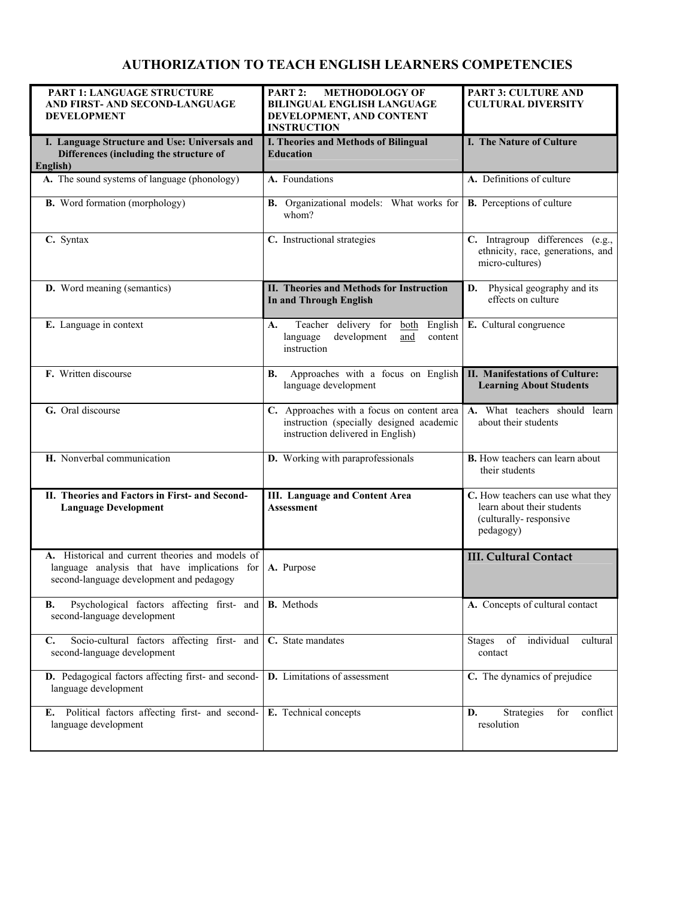# AUTHORIZATION TO TEACH ENGLISH LEARNERS COMPETENCIES

| PART 1: LANGUAGE STRUCTURE AND FIRST- AND SECOND-LANGUAGE DEVELOPMENT | PART 2: METHODOLOGY OF BILINGUAL ENGLISH LANGUAGE DEVELOPMENT, AND CONTENT INSTRUCTION | PART 3: CULTURE AND CULTURAL DIVERSITY |
|---|---|---|
| **I. Language Structure and Use: Universals and Differences (including the structure of English)** | **I. Theories and Methods of Bilingual Education** | **I. The Nature of Culture** |
| **A.** The sound systems of language (phonology) | **A.** Foundations | **A.** Definitions of culture |
| **B.** Word formation (morphology) | **B.** Organizational models: What works for whom? | **B.** Perceptions of culture |
| **C.** Syntax | **C.** Instructional strategies | **C.** Intragroup differences (e.g., ethnicity, race, generations, and micro-cultures) |
| **D.** Word meaning (semantics) | **II. Theories and Methods for Instruction In and Through English** | **D.** Physical geography and its effects on culture |
| **E.** Language in context | **A.** Teacher delivery for both English language development and content instruction | **E.** Cultural congruence |
| **F.** Written discourse | **B.** Approaches with a focus on English language development | **II. Manifestations of Culture: Learning About Students** |
| **G.** Oral discourse | **C.** Approaches with a focus on content area instruction (specially designed academic instruction delivered in English) | **A.** What teachers should learn about their students |
| **H.** Nonverbal communication | **D.** Working with paraprofessionals | **B.** How teachers can learn about their students |
| **II. Theories and Factors in First- and Second-Language Development** | **III. Language and Content Area Assessment** | **C.** How teachers can use what they learn about their students (culturally- responsive pedagogy) |
| **A.** Historical and current theories and models of language analysis that have implications for second-language development and pedagogy | **A.** Purpose | **III. Cultural Contact** |
| **B.** Psychological factors affecting first- and second-language development | **B.** Methods | **A.** Concepts of cultural contact |
| **C.** Socio-cultural factors affecting first- and second-language development | **C.** State mandates | Stages of individual cultural contact |
| **D.** Pedagogical factors affecting first- and second-language development | **D.** Limitations of assessment | **C.** The dynamics of prejudice |
| **E.** Political factors affecting first- and second-language development | **E.** Technical concepts | **D.** Strategies for conflict resolution |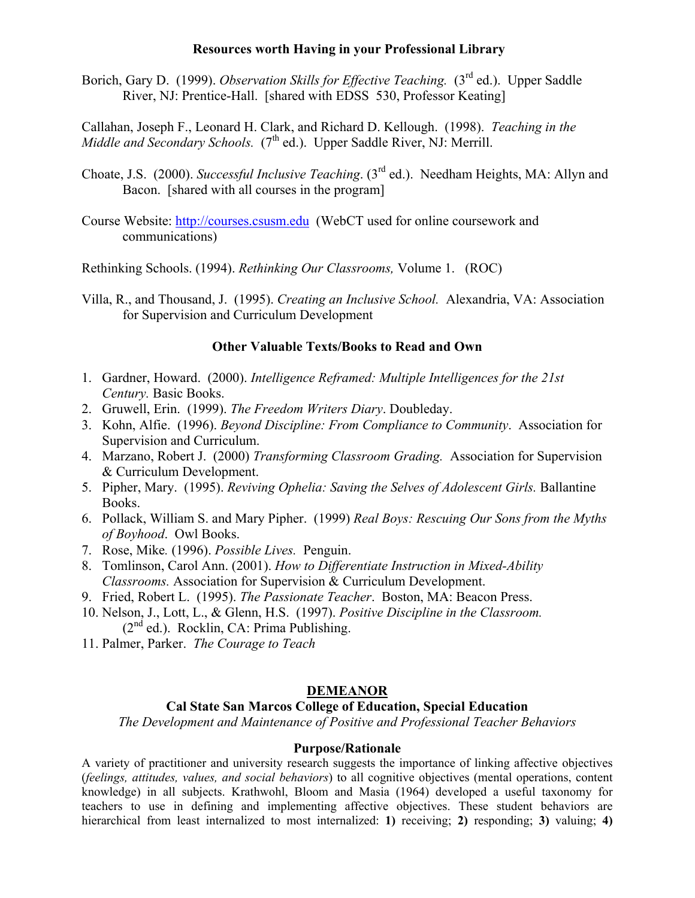**Resources worth Having in your Professional Library**

Borich, Gary D. (1999). *Observation Skills for Effective Teaching.* (3rd ed.). Upper Saddle River, NJ: Prentice-Hall. [shared with EDSS 530, Professor Keating]

Callahan, Joseph F., Leonard H. Clark, and Richard D. Kellough. (1998). *Teaching in the Middle and Secondary Schools.* (7th ed.). Upper Saddle River, NJ: Merrill.

Choate, J.S. (2000). *Successful Inclusive Teaching*. (3rd ed.). Needham Heights, MA: Allyn and Bacon. [shared with all courses in the program]

Course Website: http://courses.csusm.edu (WebCT used for online coursework and communications)

Rethinking Schools. (1994). *Rethinking Our Classrooms,* Volume 1. (ROC)

Villa, R., and Thousand, J. (1995). *Creating an Inclusive School.* Alexandria, VA: Association for Supervision and Curriculum Development

**Other Valuable Texts/Books to Read and Own**

1. Gardner, Howard. (2000). *Intelligence Reframed: Multiple Intelligences for the 21st Century.* Basic Books.
2. Gruwell, Erin. (1999). *The Freedom Writers Diary*. Doubleday.
3. Kohn, Alfie. (1996). *Beyond Discipline: From Compliance to Community*. Association for Supervision and Curriculum.
4. Marzano, Robert J. (2000) *Transforming Classroom Grading.* Association for Supervision & Curriculum Development.
5. Pipher, Mary. (1995). *Reviving Ophelia: Saving the Selves of Adolescent Girls.* Ballantine Books.
6. Pollack, William S. and Mary Pipher. (1999) *Real Boys: Rescuing Our Sons from the Myths of Boyhood*. Owl Books.
7. Rose, Mike. (1996). *Possible Lives.* Penguin.
8. Tomlinson, Carol Ann. (2001). *How to Differentiate Instruction in Mixed-Ability Classrooms.* Association for Supervision & Curriculum Development.
9. Fried, Robert L. (1995). *The Passionate Teacher*. Boston, MA: Beacon Press.
10. Nelson, J., Lott, L., & Glenn, H.S. (1997). *Positive Discipline in the Classroom.* (2nd ed.). Rocklin, CA: Prima Publishing.
11. Palmer, Parker. *The Courage to Teach*

## DEMEANOR

### Cal State San Marcos College of Education, Special Education

*The Development and Maintenance of Positive and Professional Teacher Behaviors*

#### Purpose/Rationale

A variety of practitioner and university research suggests the importance of linking affective objectives (*feelings, attitudes, values, and social behaviors*) to all cognitive objectives (mental operations, content knowledge) in all subjects. Krathwohl, Bloom and Masia (1964) developed a useful taxonomy for teachers to use in defining and implementing affective objectives. These student behaviors are hierarchical from least internalized to most internalized: **1)** receiving; **2)** responding; **3)** valuing; **4)**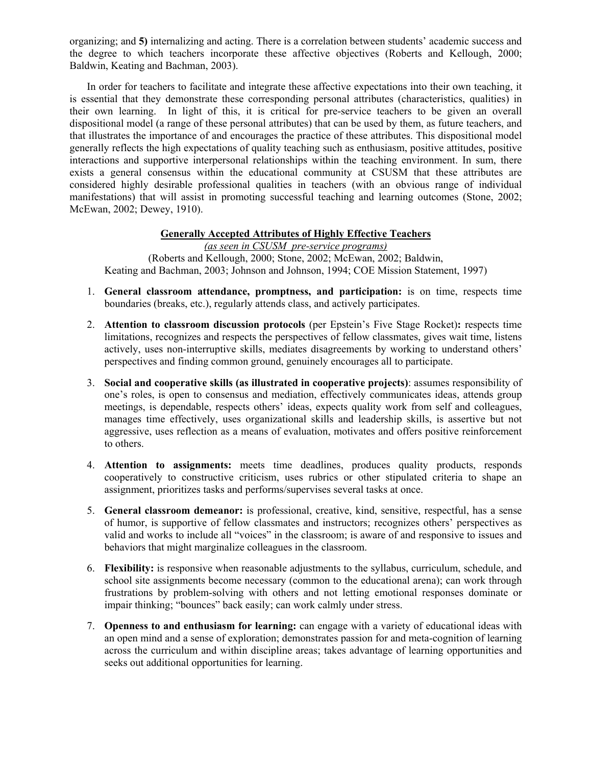organizing; and **5)** internalizing and acting. There is a correlation between students' academic success and the degree to which teachers incorporate these affective objectives (Roberts and Kellough, 2000; Baldwin, Keating and Bachman, 2003).

In order for teachers to facilitate and integrate these affective expectations into their own teaching, it is essential that they demonstrate these corresponding personal attributes (characteristics, qualities) in their own learning. In light of this, it is critical for pre-service teachers to be given an overall dispositional model (a range of these personal attributes) that can be used by them, as future teachers, and that illustrates the importance of and encourages the practice of these attributes. This dispositional model generally reflects the high expectations of quality teaching such as enthusiasm, positive attitudes, positive interactions and supportive interpersonal relationships within the teaching environment. In sum, there exists a general consensus within the educational community at CSUSM that these attributes are considered highly desirable professional qualities in teachers (with an obvious range of individual manifestations) that will assist in promoting successful teaching and learning outcomes (Stone, 2002; McEwan, 2002; Dewey, 1910).

**Generally Accepted Attributes of Highly Effective Teachers**

*(as seen in CSUSM pre-service programs)*

(Roberts and Kellough, 2000; Stone, 2002; McEwan, 2002; Baldwin, Keating and Bachman, 2003; Johnson and Johnson, 1994; COE Mission Statement, 1997)

1. **General classroom attendance, promptness, and participation:** is on time, respects time boundaries (breaks, etc.), regularly attends class, and actively participates.

2. **Attention to classroom discussion protocols** (per Epstein's Five Stage Rocket)**:** respects time limitations, recognizes and respects the perspectives of fellow classmates, gives wait time, listens actively, uses non-interruptive skills, mediates disagreements by working to understand others' perspectives and finding common ground, genuinely encourages all to participate.

3. **Social and cooperative skills (as illustrated in cooperative projects)**: assumes responsibility of one's roles, is open to consensus and mediation, effectively communicates ideas, attends group meetings, is dependable, respects others' ideas, expects quality work from self and colleagues, manages time effectively, uses organizational skills and leadership skills, is assertive but not aggressive, uses reflection as a means of evaluation, motivates and offers positive reinforcement to others.

4. **Attention to assignments:** meets time deadlines, produces quality products, responds cooperatively to constructive criticism, uses rubrics or other stipulated criteria to shape an assignment, prioritizes tasks and performs/supervises several tasks at once.

5. **General classroom demeanor:** is professional, creative, kind, sensitive, respectful, has a sense of humor, is supportive of fellow classmates and instructors; recognizes others' perspectives as valid and works to include all "voices" in the classroom; is aware of and responsive to issues and behaviors that might marginalize colleagues in the classroom.

6. **Flexibility:** is responsive when reasonable adjustments to the syllabus, curriculum, schedule, and school site assignments become necessary (common to the educational arena); can work through frustrations by problem-solving with others and not letting emotional responses dominate or impair thinking; "bounces" back easily; can work calmly under stress.

7. **Openness to and enthusiasm for learning:** can engage with a variety of educational ideas with an open mind and a sense of exploration; demonstrates passion for and meta-cognition of learning across the curriculum and within discipline areas; takes advantage of learning opportunities and seeks out additional opportunities for learning.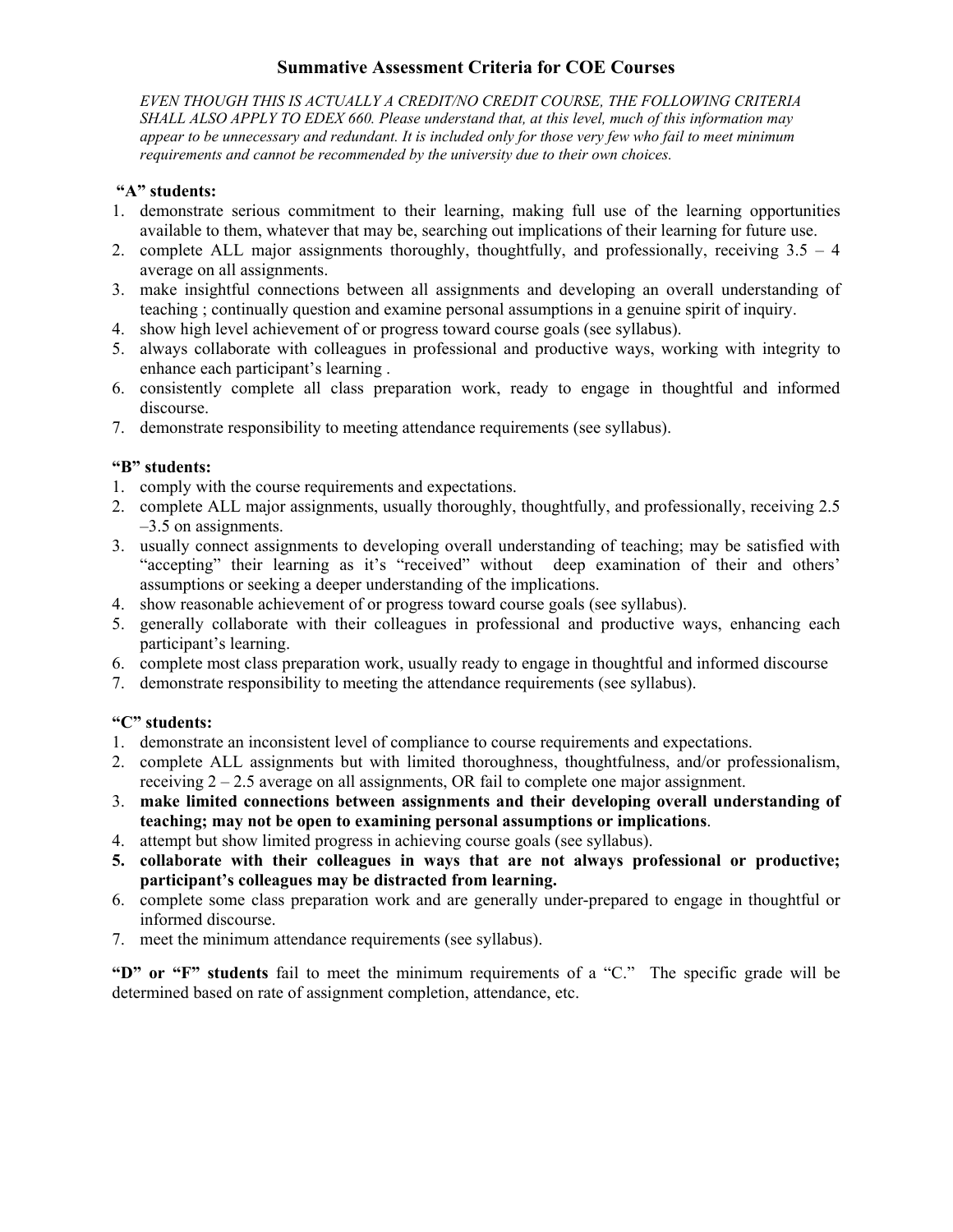## Summative Assessment Criteria for COE Courses

*EVEN THOUGH THIS IS ACTUALLY A CREDIT/NO CREDIT COURSE, THE FOLLOWING CRITERIA SHALL ALSO APPLY TO EDEX 660. Please understand that, at this level, much of this information may appear to be unnecessary and redundant. It is included only for those very few who fail to meet minimum requirements and cannot be recommended by the university due to their own choices.*

**"A" students:**

1. demonstrate serious commitment to their learning, making full use of the learning opportunities available to them, whatever that may be, searching out implications of their learning for future use.
2. complete ALL major assignments thoroughly, thoughtfully, and professionally, receiving 3.5 – 4 average on all assignments.
3. make insightful connections between all assignments and developing an overall understanding of teaching ; continually question and examine personal assumptions in a genuine spirit of inquiry.
4. show high level achievement of or progress toward course goals (see syllabus).
5. always collaborate with colleagues in professional and productive ways, working with integrity to enhance each participant's learning .
6. consistently complete all class preparation work, ready to engage in thoughtful and informed discourse.
7. demonstrate responsibility to meeting attendance requirements (see syllabus).

**"B" students:**

1. comply with the course requirements and expectations.
2. complete ALL major assignments, usually thoroughly, thoughtfully, and professionally, receiving 2.5 –3.5 on assignments.
3. usually connect assignments to developing overall understanding of teaching; may be satisfied with "accepting" their learning as it's "received" without deep examination of their and others' assumptions or seeking a deeper understanding of the implications.
4. show reasonable achievement of or progress toward course goals (see syllabus).
5. generally collaborate with their colleagues in professional and productive ways, enhancing each participant's learning.
6. complete most class preparation work, usually ready to engage in thoughtful and informed discourse
7. demonstrate responsibility to meeting the attendance requirements (see syllabus).

**"C" students:**

1. demonstrate an inconsistent level of compliance to course requirements and expectations.
2. complete ALL assignments but with limited thoroughness, thoughtfulness, and/or professionalism, receiving 2 – 2.5 average on all assignments, OR fail to complete one major assignment.
3. **make limited connections between assignments and their developing overall understanding of teaching; may not be open to examining personal assumptions or implications**.
4. attempt but show limited progress in achieving course goals (see syllabus).
5. **collaborate with their colleagues in ways that are not always professional or productive; participant's colleagues may be distracted from learning.**
6. complete some class preparation work and are generally under-prepared to engage in thoughtful or informed discourse.
7. meet the minimum attendance requirements (see syllabus).

**"D" or "F" students** fail to meet the minimum requirements of a "C." The specific grade will be determined based on rate of assignment completion, attendance, etc.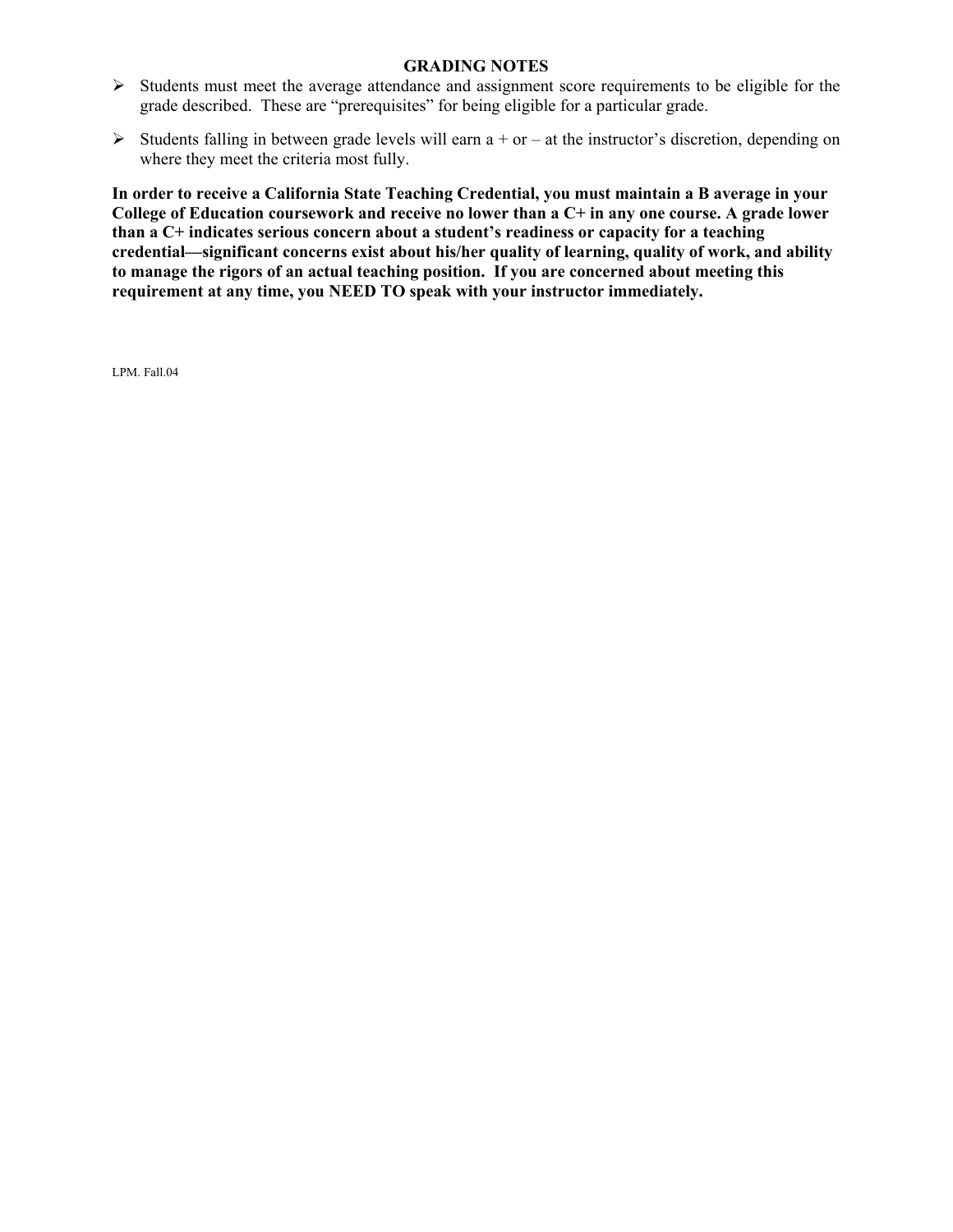## GRADING NOTES

- Students must meet the average attendance and assignment score requirements to be eligible for the grade described. These are "prerequisites" for being eligible for a particular grade.
- Students falling in between grade levels will earn a + or – at the instructor's discretion, depending on where they meet the criteria most fully.

**In order to receive a California State Teaching Credential, you must maintain a B average in your College of Education coursework and receive no lower than a C+ in any one course. A grade lower than a C+ indicates serious concern about a student's readiness or capacity for a teaching credential—significant concerns exist about his/her quality of learning, quality of work, and ability to manage the rigors of an actual teaching position. If you are concerned about meeting this requirement at any time, you NEED TO speak with your instructor immediately.**

LPM. Fall.04